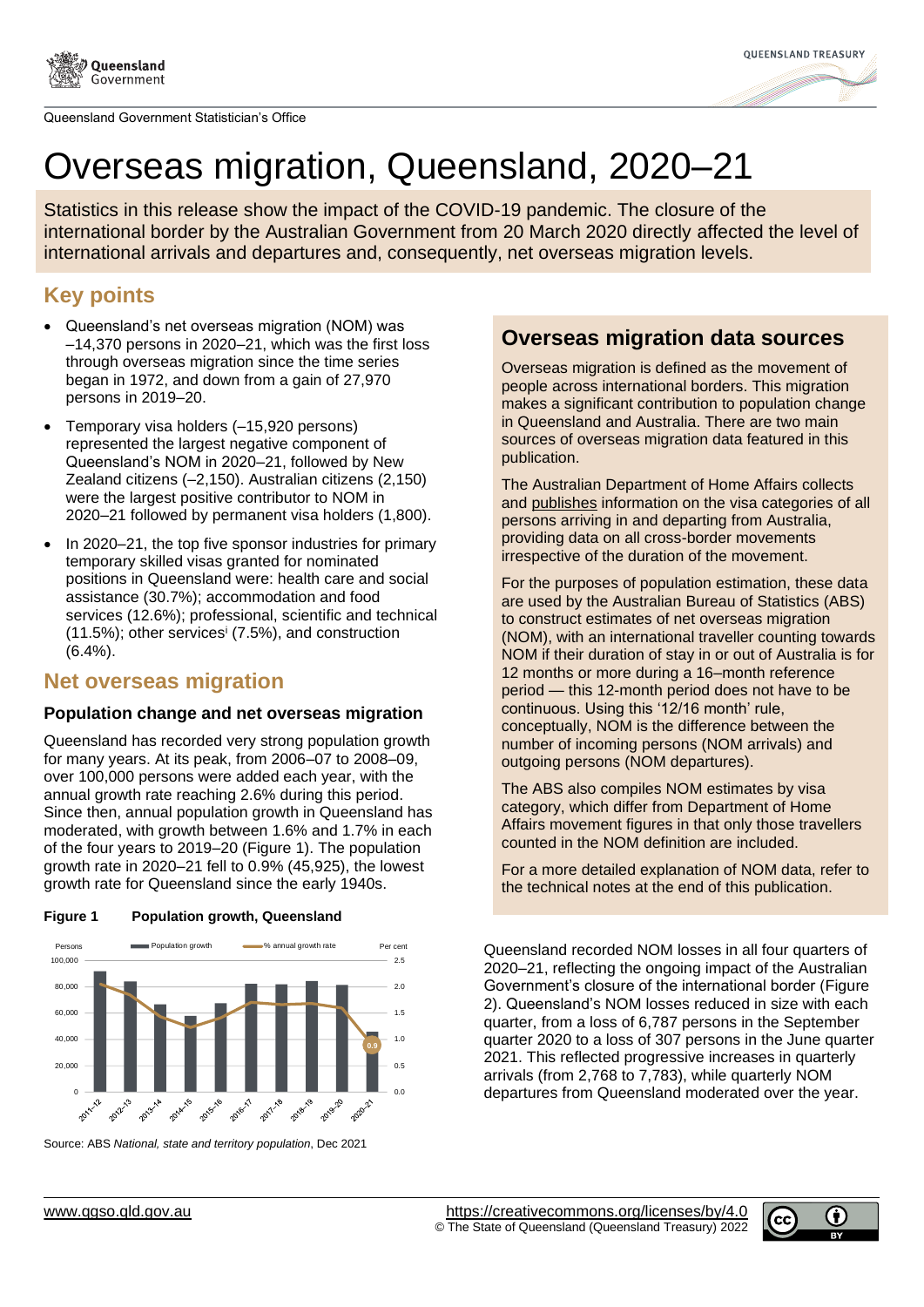Queensland Government Statistician's Office

# Overseas migration, Queensland, 2020–21

Statistics in this release show the impact of the COVID-19 pandemic. The closure of the international border by the Australian Government from 20 March 2020 directly affected the level of international arrivals and departures and, consequently, net overseas migration levels.

## Key points

- Queensland's net overseas migration (NOM) was –14,370 persons in 2020–21, which was the first loss through overseas migration since the time series began in 1972, and down from a gain of 27,970 persons in 2019–20.
- Temporary visa holders (–15,920 persons) represented the largest negative component of Queensland's NOM in 2020–21, followed by New Zealand citizens (–2,150). Australian citizens (2,150) were the largest positive contributor to NOM in 2020–21 followed by permanent visa holders (1,800).
- In 2020–21, the top five sponsor industries for primary temporary skilled visas granted for nominated positions in Queensland were: health care and social assistance (30.7%); accommodation and food services (12.6%); professional, scientific and technical (11.5%); other services[i] (7.5%), and construction (6.4%).

## Net overseas migration

### Population change and net overseas migration

Queensland has recorded very strong population growth for many years. At its peak, from 2006–07 to 2008–09, over 100,000 persons were added each year, with the annual growth rate reaching 2.6% during this period. Since then, annual population growth in Queensland has moderated, with growth between 1.6% and 1.7% in each of the four years to 2019–20 (Figure 1). The population growth rate in 2020–21 fell to 0.9% (45,925), the lowest growth rate for Queensland since the early 1940s.

**Figure 1 Population growth, Queensland**

Source: ABS *National, state and territory population*, Dec 2021

## Overseas migration data sources

Overseas migration is defined as the movement of people across international borders. This migration makes a significant contribution to population change in Queensland and Australia. There are two main sources of overseas migration data featured in this publication.

The Australian Department of Home Affairs collects and publishes information on the visa categories of all persons arriving in and departing from Australia, providing data on all cross-border movements irrespective of the duration of the movement.

For the purposes of population estimation, these data are used by the Australian Bureau of Statistics (ABS) to construct estimates of net overseas migration (NOM), with an international traveller counting towards NOM if their duration of stay in or out of Australia is for 12 months or more during a 16–month reference period — this 12-month period does not have to be continuous. Using this '12/16 month' rule, conceptually, NOM is the difference between the number of incoming persons (NOM arrivals) and outgoing persons (NOM departures).

The ABS also compiles NOM estimates by visa category, which differ from Department of Home Affairs movement figures in that only those travellers counted in the NOM definition are included.

For a more detailed explanation of NOM data, refer to the technical notes at the end of this publication.

Queensland recorded NOM losses in all four quarters of 2020–21, reflecting the ongoing impact of the Australian Government's closure of the international border (Figure 2). Queensland's NOM losses reduced in size with each quarter, from a loss of 6,787 persons in the September quarter 2020 to a loss of 307 persons in the June quarter 2021. This reflected progressive increases in quarterly arrivals (from 2,768 to 7,783), while quarterly NOM departures from Queensland moderated over the year.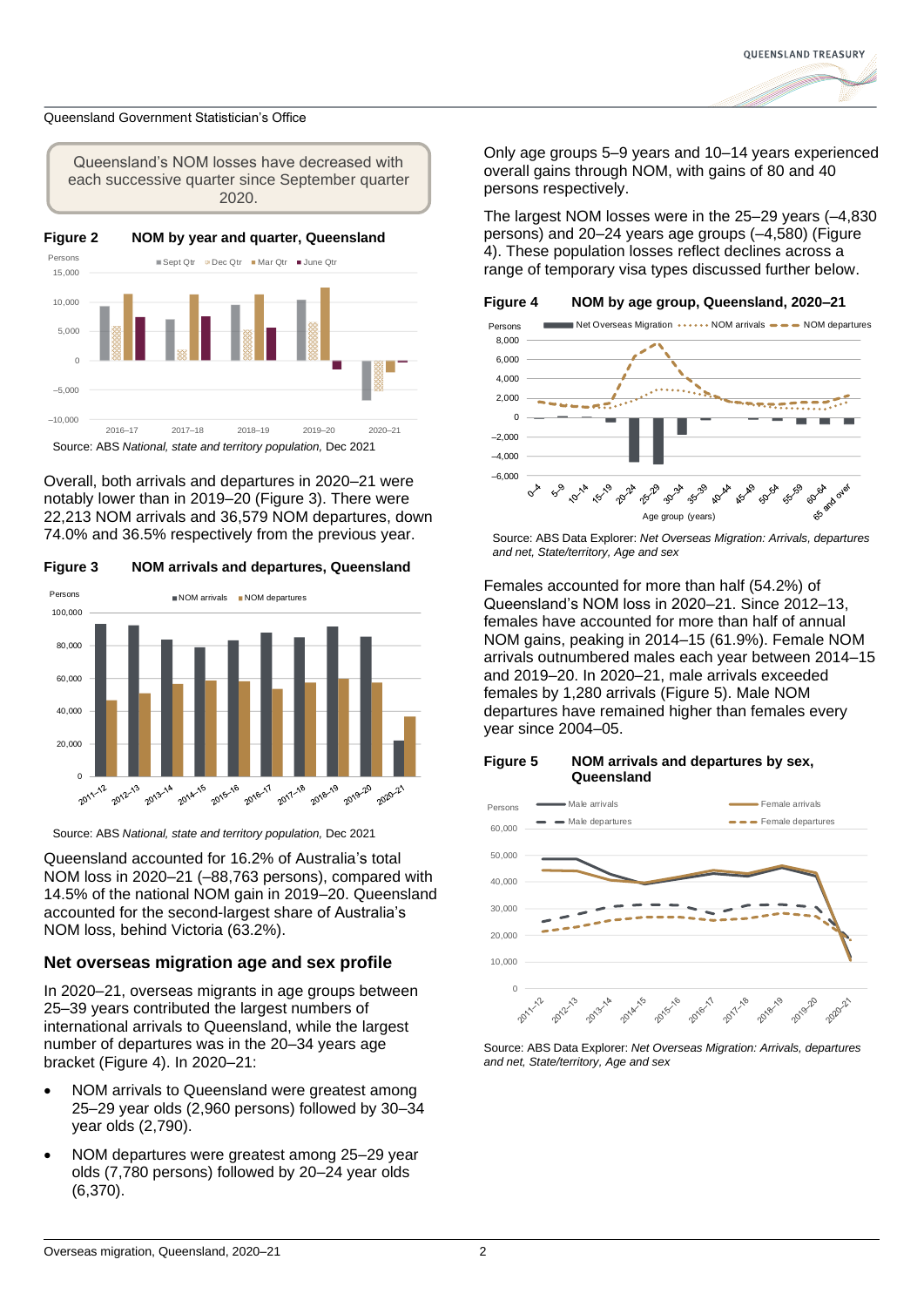Queensland Government Statistician's Office

> Queensland's NOM losses have decreased with each successive quarter since September quarter 2020.

**Figure 2 NOM by year and quarter, Queensland**

Source: ABS *National, state and territory population,* Dec 2021

Overall, both arrivals and departures in 2020–21 were notably lower than in 2019–20 (Figure 3). There were 22,213 NOM arrivals and 36,579 NOM departures, down 74.0% and 36.5% respectively from the previous year.

**Figure 3 NOM arrivals and departures, Queensland**

Source: ABS *National, state and territory population,* Dec 2021

Queensland accounted for 16.2% of Australia's total NOM loss in 2020–21 (–88,763 persons), compared with 14.5% of the national NOM gain in 2019–20. Queensland accounted for the second-largest share of Australia's NOM loss, behind Victoria (63.2%).

## Net overseas migration age and sex profile

In 2020–21, overseas migrants in age groups between 25–39 years contributed the largest numbers of international arrivals to Queensland, while the largest number of departures was in the 20–34 years age bracket (Figure 4). In 2020–21:

- NOM arrivals to Queensland were greatest among 25–29 year olds (2,960 persons) followed by 30–34 year olds (2,790).
- NOM departures were greatest among 25–29 year olds (7,780 persons) followed by 20–24 year olds (6,370).

Only age groups 5–9 years and 10–14 years experienced overall gains through NOM, with gains of 80 and 40 persons respectively.

The largest NOM losses were in the 25–29 years (–4,830 persons) and 20–24 years age groups (–4,580) (Figure 4). These population losses reflect declines across a range of temporary visa types discussed further below.

**Figure 4 NOM by age group, Queensland, 2020–21**

Source: ABS Data Explorer: *Net Overseas Migration: Arrivals, departures and net, State/territory, Age and sex*

Females accounted for more than half (54.2%) of Queensland's NOM loss in 2020–21. Since 2012–13, females have accounted for more than half of annual NOM gains, peaking in 2014–15 (61.9%). Female NOM arrivals outnumbered males each year between 2014–15 and 2019–20. In 2020–21, male arrivals exceeded females by 1,280 arrivals (Figure 5). Male NOM departures have remained higher than females every year since 2004–05.

**Figure 5 NOM arrivals and departures by sex, Queensland**

Source: ABS Data Explorer: *Net Overseas Migration: Arrivals, departures and net, State/territory, Age and sex*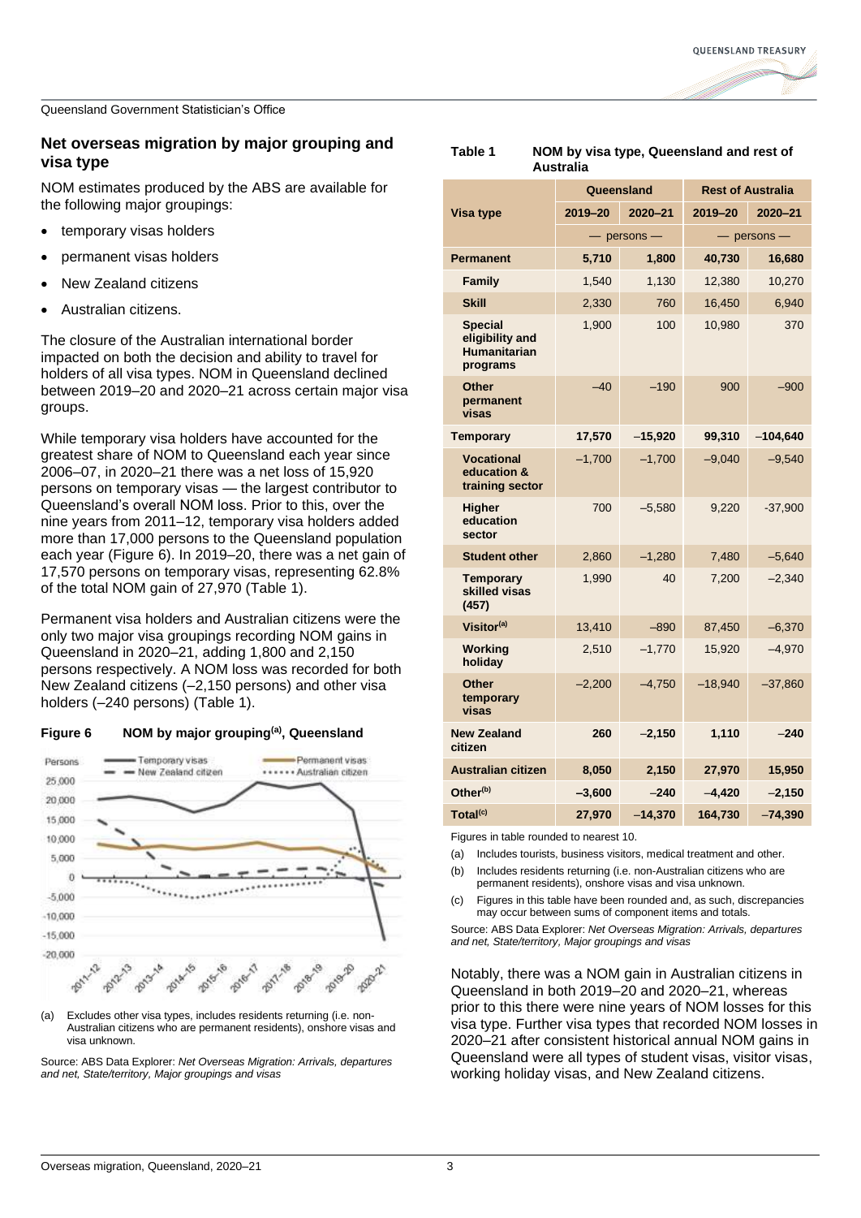## Net overseas migration by major grouping and visa type

NOM estimates produced by the ABS are available for the following major groupings:

- temporary visas holders
- permanent visas holders
- New Zealand citizens
- Australian citizens.

The closure of the Australian international border impacted on both the decision and ability to travel for holders of all visa types. NOM in Queensland declined between 2019–20 and 2020–21 across certain major visa groups.

While temporary visa holders have accounted for the greatest share of NOM to Queensland each year since 2006–07, in 2020–21 there was a net loss of 15,920 persons on temporary visas — the largest contributor to Queensland's overall NOM loss. Prior to this, over the nine years from 2011–12, temporary visa holders added more than 17,000 persons to the Queensland population each year (Figure 6). In 2019–20, there was a net gain of 17,570 persons on temporary visas, representing 62.8% of the total NOM gain of 27,970 (Table 1).

Permanent visa holders and Australian citizens were the only two major visa groupings recording NOM gains in Queensland in 2020–21, adding 1,800 and 2,150 persons respectively. A NOM loss was recorded for both New Zealand citizens (–2,150 persons) and other visa holders (–240 persons) (Table 1).

**Figure 6 NOM by major grouping[(a)], Queensland**

(a) Excludes other visa types, includes residents returning (i.e. non-Australian citizens who are permanent residents), onshore visas and visa unknown.

Source: ABS Data Explorer: *Net Overseas Migration: Arrivals, departures and net, State/territory, Major groupings and visas*

**Table 1 NOM by visa type, Queensland and rest of Australia**

| Visa type | Queensland | | Rest of Australia | |
|---|---|---|---|---|
| | 2019–20 | 2020–21 | 2019–20 | 2020–21 |
| | — persons — | | — persons — | |
| **Permanent** | **5,710** | **1,800** | **40,730** | **16,680** |
| Family | 1,540 | 1,130 | 12,380 | 10,270 |
| Skill | 2,330 | 760 | 16,450 | 6,940 |
| Special eligibility and Humanitarian programs | 1,900 | 100 | 10,980 | 370 |
| Other permanent visas | –40 | –190 | 900 | –900 |
| **Temporary** | **17,570** | **–15,920** | **99,310** | **–104,640** |
| Vocational education & training sector | –1,700 | –1,700 | –9,040 | –9,540 |
| Higher education sector | 700 | –5,580 | 9,220 | -37,900 |
| Student other | 2,860 | –1,280 | 7,480 | –5,640 |
| Temporary skilled visas (457) | 1,990 | 40 | 7,200 | –2,340 |
| Visitor[(a)] | 13,410 | –890 | 87,450 | –6,370 |
| Working holiday | 2,510 | –1,770 | 15,920 | –4,970 |
| Other temporary visas | –2,200 | –4,750 | –18,940 | –37,860 |
| **New Zealand citizen** | **260** | **–2,150** | **1,110** | **–240** |
| **Australian citizen** | **8,050** | **2,150** | **27,970** | **15,950** |
| **Other[(b)]** | **–3,600** | **–240** | **–4,420** | **–2,150** |
| **Total[(c)]** | **27,970** | **–14,370** | **164,730** | **–74,390** |

Figures in table rounded to nearest 10.

(a) Includes tourists, business visitors, medical treatment and other.

(b) Includes residents returning (i.e. non-Australian citizens who are permanent residents), onshore visas and visa unknown.

(c) Figures in this table have been rounded and, as such, discrepancies may occur between sums of component items and totals.

Source: ABS Data Explorer: *Net Overseas Migration: Arrivals, departures and net, State/territory, Major groupings and visas*

Notably, there was a NOM gain in Australian citizens in Queensland in both 2019–20 and 2020–21, whereas prior to this there were nine years of NOM losses for this visa type. Further visa types that recorded NOM losses in 2020–21 after consistent historical annual NOM gains in Queensland were all types of student visas, visitor visas, working holiday visas, and New Zealand citizens.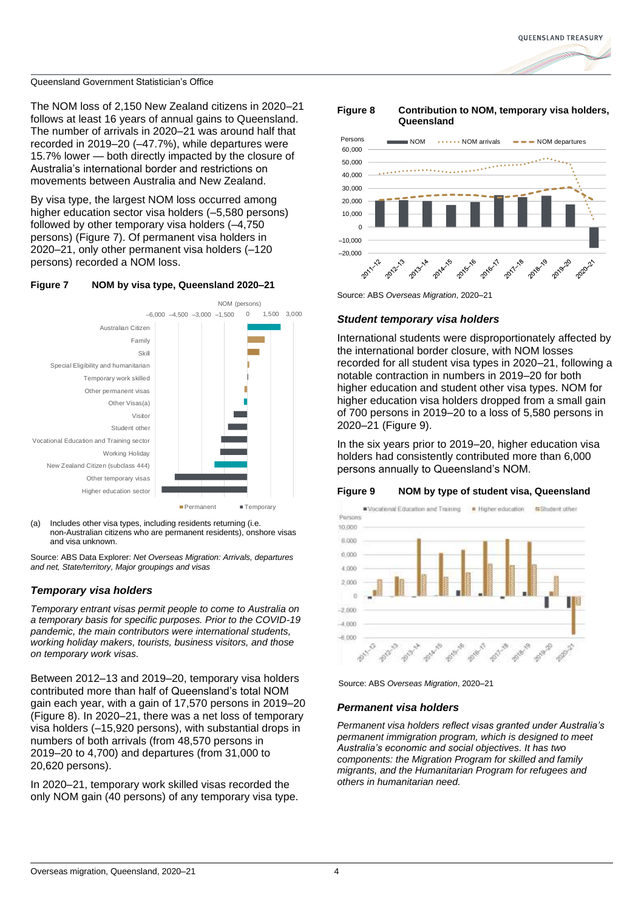The NOM loss of 2,150 New Zealand citizens in 2020–21 follows at least 16 years of annual gains to Queensland. The number of arrivals in 2020–21 was around half that recorded in 2019–20 (–47.7%), while departures were 15.7% lower — both directly impacted by the closure of Australia's international border and restrictions on movements between Australia and New Zealand.

By visa type, the largest NOM loss occurred among higher education sector visa holders (–5,580 persons) followed by other temporary visa holders (–4,750 persons) (Figure 7). Of permanent visa holders in 2020–21, only other permanent visa holders (–120 persons) recorded a NOM loss.

**Figure 7 NOM by visa type, Queensland 2020–21**

(a) Includes other visa types, including residents returning (i.e. non-Australian citizens who are permanent residents), onshore visas and visa unknown.

Source: ABS Data Explorer: *Net Overseas Migration: Arrivals, departures and net, State/territory, Major groupings and visas*

### *Temporary visa holders*

*Temporary entrant visas permit people to come to Australia on a temporary basis for specific purposes. Prior to the COVID-19 pandemic, the main contributors were international students, working holiday makers, tourists, business visitors, and those on temporary work visas.*

Between 2012–13 and 2019–20, temporary visa holders contributed more than half of Queensland's total NOM gain each year, with a gain of 17,570 persons in 2019–20 (Figure 8). In 2020–21, there was a net loss of temporary visa holders (–15,920 persons), with substantial drops in numbers of both arrivals (from 48,570 persons in 2019–20 to 4,700) and departures (from 31,000 to 20,620 persons).

In 2020–21, temporary work skilled visas recorded the only NOM gain (40 persons) of any temporary visa type.

**Figure 8 Contribution to NOM, temporary visa holders, Queensland**

Source: ABS *Overseas Migration*, 2020–21

### *Student temporary visa holders*

International students were disproportionately affected by the international border closure, with NOM losses recorded for all student visa types in 2020–21, following a notable contraction in numbers in 2019–20 for both higher education and student other visa types. NOM for higher education visa holders dropped from a small gain of 700 persons in 2019–20 to a loss of 5,580 persons in 2020–21 (Figure 9).

In the six years prior to 2019–20, higher education visa holders had consistently contributed more than 6,000 persons annually to Queensland's NOM.

**Figure 9 NOM by type of student visa, Queensland**

Source: ABS *Overseas Migration*, 2020–21

### *Permanent visa holders*

*Permanent visa holders reflect visas granted under Australia's permanent immigration program, which is designed to meet Australia's economic and social objectives. It has two components: the Migration Program for skilled and family migrants, and the Humanitarian Program for refugees and others in humanitarian need.*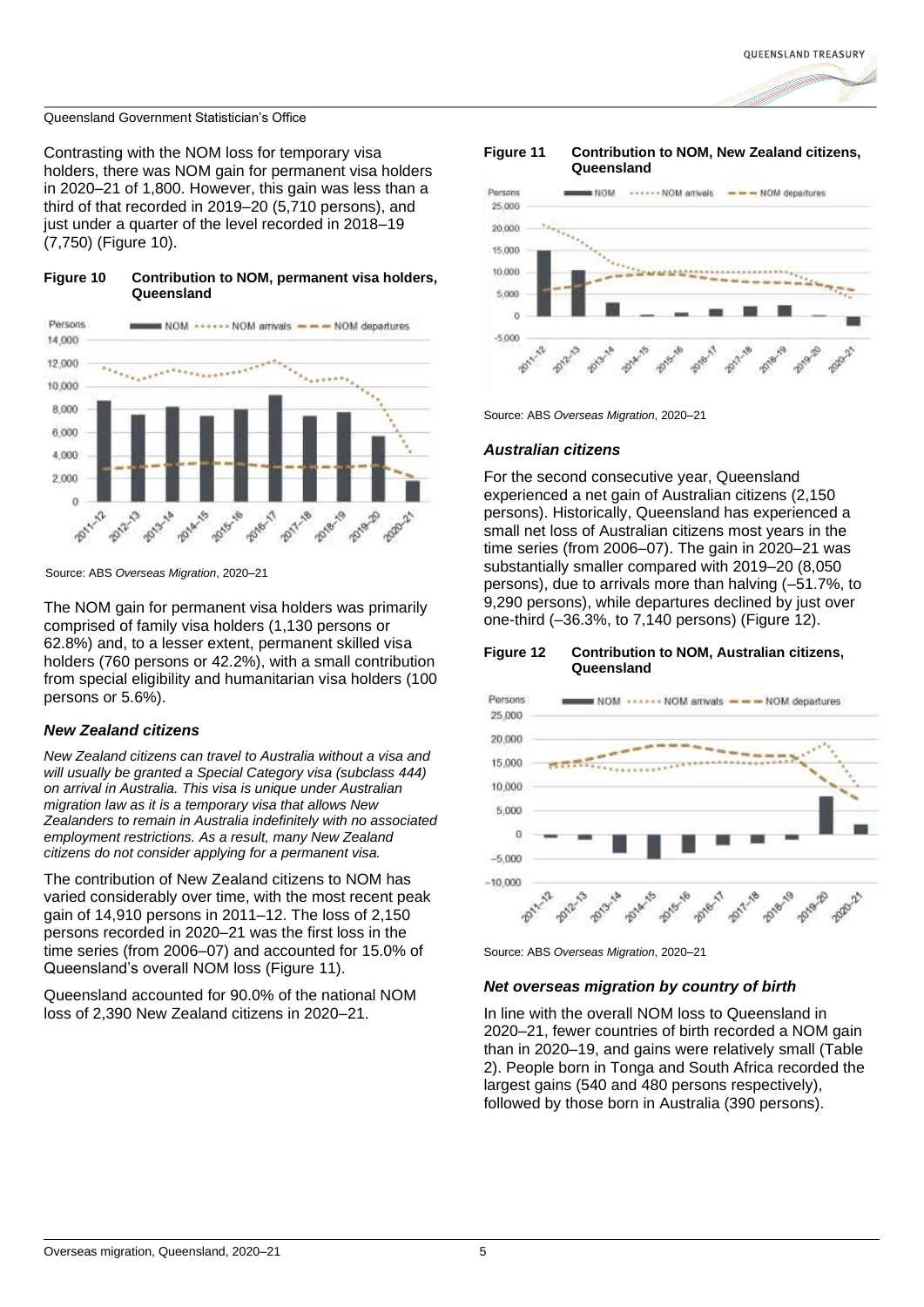Contrasting with the NOM loss for temporary visa holders, there was NOM gain for permanent visa holders in 2020–21 of 1,800. However, this gain was less than a third of that recorded in 2019–20 (5,710 persons), and just under a quarter of the level recorded in 2018–19 (7,750) (Figure 10).

**Figure 10 Contribution to NOM, permanent visa holders, Queensland**

Source: ABS *Overseas Migration*, 2020–21

The NOM gain for permanent visa holders was primarily comprised of family visa holders (1,130 persons or 62.8%) and, to a lesser extent, permanent skilled visa holders (760 persons or 42.2%), with a small contribution from special eligibility and humanitarian visa holders (100 persons or 5.6%).

### *New Zealand citizens*

*New Zealand citizens can travel to Australia without a visa and will usually be granted a Special Category visa (subclass 444) on arrival in Australia. This visa is unique under Australian migration law as it is a temporary visa that allows New Zealanders to remain in Australia indefinitely with no associated employment restrictions. As a result, many New Zealand citizens do not consider applying for a permanent visa.*

The contribution of New Zealand citizens to NOM has varied considerably over time, with the most recent peak gain of 14,910 persons in 2011–12. The loss of 2,150 persons recorded in 2020–21 was the first loss in the time series (from 2006–07) and accounted for 15.0% of Queensland's overall NOM loss (Figure 11).

Queensland accounted for 90.0% of the national NOM loss of 2,390 New Zealand citizens in 2020–21.

**Figure 11 Contribution to NOM, New Zealand citizens, Queensland**

Source: ABS *Overseas Migration*, 2020–21

### *Australian citizens*

For the second consecutive year, Queensland experienced a net gain of Australian citizens (2,150 persons). Historically, Queensland has experienced a small net loss of Australian citizens most years in the time series (from 2006–07). The gain in 2020–21 was substantially smaller compared with 2019–20 (8,050 persons), due to arrivals more than halving (–51.7%, to 9,290 persons), while departures declined by just over one-third (–36.3%, to 7,140 persons) (Figure 12).

**Figure 12 Contribution to NOM, Australian citizens, Queensland**

Source: ABS *Overseas Migration*, 2020–21

### *Net overseas migration by country of birth*

In line with the overall NOM loss to Queensland in 2020–21, fewer countries of birth recorded a NOM gain than in 2020–19, and gains were relatively small (Table 2). People born in Tonga and South Africa recorded the largest gains (540 and 480 persons respectively), followed by those born in Australia (390 persons).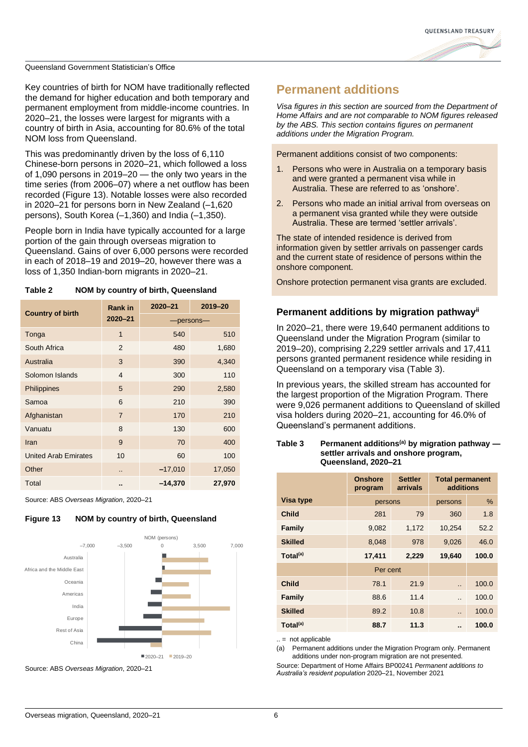Queensland Government Statistician's Office

Key countries of birth for NOM have traditionally reflected the demand for higher education and both temporary and permanent employment from middle-income countries. In 2020–21, the losses were largest for migrants with a country of birth in Asia, accounting for 80.6% of the total NOM loss from Queensland.

This was predominantly driven by the loss of 6,110 Chinese-born persons in 2020–21, which followed a loss of 1,090 persons in 2019–20 — the only two years in the time series (from 2006–07) where a net outflow has been recorded (Figure 13). Notable losses were also recorded in 2020–21 for persons born in New Zealand (–1,620 persons), South Korea (–1,360) and India (–1,350).

People born in India have typically accounted for a large portion of the gain through overseas migration to Queensland. Gains of over 6,000 persons were recorded in each of 2018–19 and 2019–20, however there was a loss of 1,350 Indian-born migrants in 2020–21.

**Table 2 NOM by country of birth, Queensland**

| Country of birth | Rank in 2020–21 | 2020–21 | 2019–20 |
|---|---|---|---|
| | | —persons— | |
| Tonga | 1 | 540 | 510 |
| South Africa | 2 | 480 | 1,680 |
| Australia | 3 | 390 | 4,340 |
| Solomon Islands | 4 | 300 | 110 |
| Philippines | 5 | 290 | 2,580 |
| Samoa | 6 | 210 | 390 |
| Afghanistan | 7 | 170 | 210 |
| Vanuatu | 8 | 130 | 600 |
| Iran | 9 | 70 | 400 |
| United Arab Emirates | 10 | 60 | 100 |
| Other | .. | –17,010 | 17,050 |
| Total | .. | **–14,370** | **27,970** |

Source: ABS *Overseas Migration*, 2020–21

**Figure 13 NOM by country of birth, Queensland**

Source: ABS *Overseas Migration*, 2020–21

## Permanent additions

*Visa figures in this section are sourced from the Department of Home Affairs and are not comparable to NOM figures released by the ABS. This section contains figures on permanent additions under the Migration Program.*

Permanent additions consist of two components:

1. Persons who were in Australia on a temporary basis and were granted a permanent visa while in Australia. These are referred to as 'onshore'.
2. Persons who made an initial arrival from overseas on a permanent visa granted while they were outside Australia. These are termed 'settler arrivals'.

The state of intended residence is derived from information given by settler arrivals on passenger cards and the current state of residence of persons within the onshore component.

Onshore protection permanent visa grants are excluded.

### Permanent additions by migration pathway[ii]

In 2020–21, there were 19,640 permanent additions to Queensland under the Migration Program (similar to 2019–20), comprising 2,229 settler arrivals and 17,411 persons granted permanent residence while residing in Queensland on a temporary visa (Table 3).

In previous years, the skilled stream has accounted for the largest proportion of the Migration Program. There were 9,026 permanent additions to Queensland of skilled visa holders during 2020–21, accounting for 46.0% of Queensland's permanent additions.

**Table 3 Permanent additions[(a)] by migration pathway — settler arrivals and onshore program, Queensland, 2020–21**

| | Onshore program | Settler arrivals | Total permanent additions | |
|---|---|---|---|---|
| **Visa type** | persons | | persons | % |
| **Child** | 281 | 79 | 360 | 1.8 |
| **Family** | 9,082 | 1,172 | 10,254 | 52.2 |
| **Skilled** | 8,048 | 978 | 9,026 | 46.0 |
| **Total[(a)]** | **17,411** | **2,229** | **19,640** | **100.0** |
| | Per cent | | | |
| **Child** | 78.1 | 21.9 | .. | 100.0 |
| **Family** | 88.6 | 11.4 | .. | 100.0 |
| **Skilled** | 89.2 | 10.8 | .. | 100.0 |
| **Total[(a)]** | **88.7** | **11.3** | **..** | **100.0** |

.. = not applicable

(a) Permanent additions under the Migration Program only. Permanent additions under non-program migration are not presented.

Source: Department of Home Affairs BP00241 *Permanent additions to Australia's resident population* 2020–21, November 2021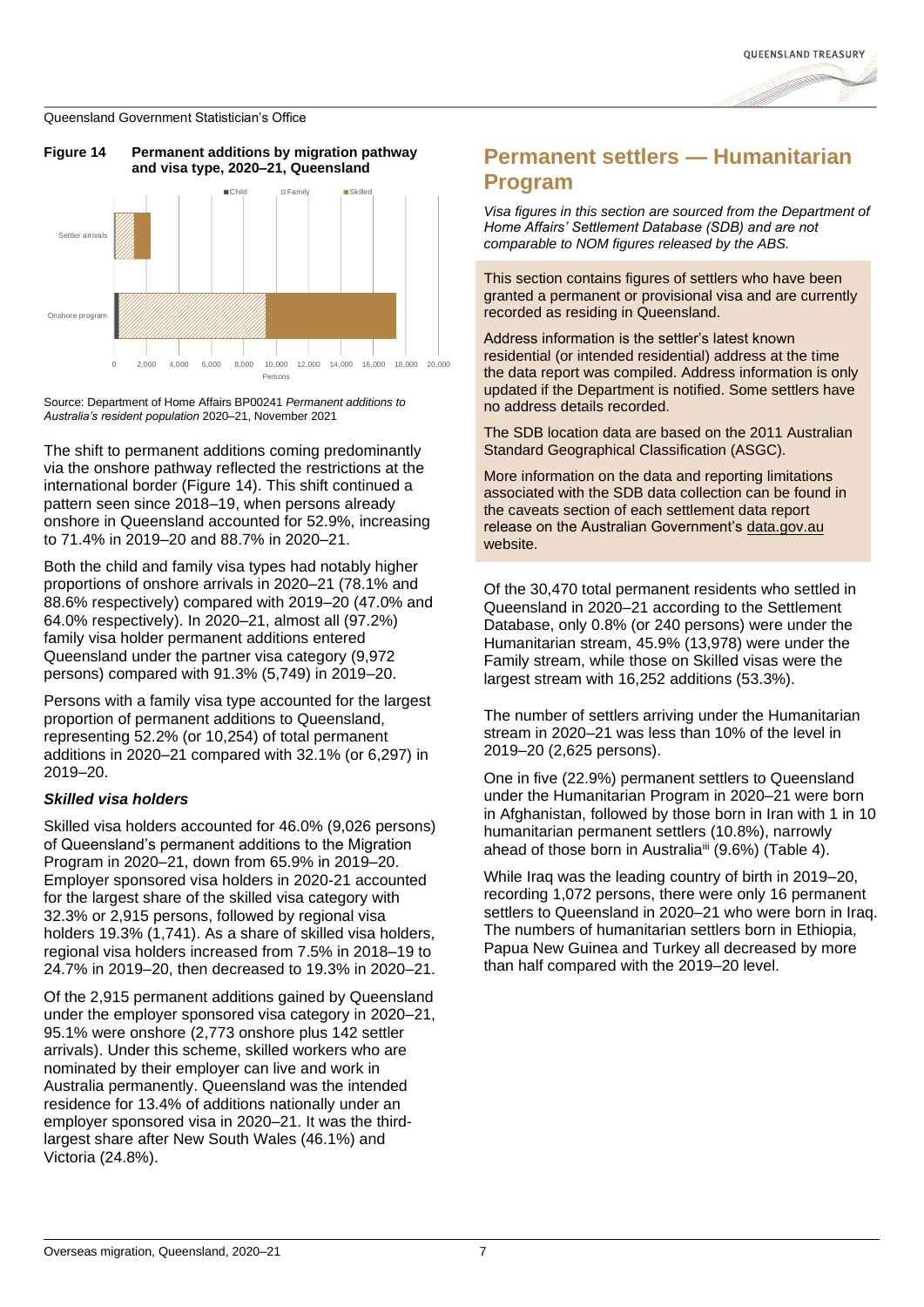Queensland Government Statistician's Office

**Figure 14 Permanent additions by migration pathway and visa type, 2020–21, Queensland**

Source: Department of Home Affairs BP00241 *Permanent additions to Australia's resident population* 2020–21, November 2021

The shift to permanent additions coming predominantly via the onshore pathway reflected the restrictions at the international border (Figure 14). This shift continued a pattern seen since 2018–19, when persons already onshore in Queensland accounted for 52.9%, increasing to 71.4% in 2019–20 and 88.7% in 2020–21.

Both the child and family visa types had notably higher proportions of onshore arrivals in 2020–21 (78.1% and 88.6% respectively) compared with 2019–20 (47.0% and 64.0% respectively). In 2020–21, almost all (97.2%) family visa holder permanent additions entered Queensland under the partner visa category (9,972 persons) compared with 91.3% (5,749) in 2019–20.

Persons with a family visa type accounted for the largest proportion of permanent additions to Queensland, representing 52.2% (or 10,254) of total permanent additions in 2020–21 compared with 32.1% (or 6,297) in 2019–20.

### *Skilled visa holders*

Skilled visa holders accounted for 46.0% (9,026 persons) of Queensland's permanent additions to the Migration Program in 2020–21, down from 65.9% in 2019–20. Employer sponsored visa holders in 2020-21 accounted for the largest share of the skilled visa category with 32.3% or 2,915 persons, followed by regional visa holders 19.3% (1,741). As a share of skilled visa holders, regional visa holders increased from 7.5% in 2018–19 to 24.7% in 2019–20, then decreased to 19.3% in 2020–21.

Of the 2,915 permanent additions gained by Queensland under the employer sponsored visa category in 2020–21, 95.1% were onshore (2,773 onshore plus 142 settler arrivals). Under this scheme, skilled workers who are nominated by their employer can live and work in Australia permanently. Queensland was the intended residence for 13.4% of additions nationally under an employer sponsored visa in 2020–21. It was the third-largest share after New South Wales (46.1%) and Victoria (24.8%).

## Permanent settlers — Humanitarian Program

*Visa figures in this section are sourced from the Department of Home Affairs' Settlement Database (SDB) and are not comparable to NOM figures released by the ABS.*

This section contains figures of settlers who have been granted a permanent or provisional visa and are currently recorded as residing in Queensland.

Address information is the settler's latest known residential (or intended residential) address at the time the data report was compiled. Address information is only updated if the Department is notified. Some settlers have no address details recorded.

The SDB location data are based on the 2011 Australian Standard Geographical Classification (ASGC).

More information on the data and reporting limitations associated with the SDB data collection can be found in the caveats section of each settlement data report release on the Australian Government's data.gov.au website.

Of the 30,470 total permanent residents who settled in Queensland in 2020–21 according to the Settlement Database, only 0.8% (or 240 persons) were under the Humanitarian stream, 45.9% (13,978) were under the Family stream, while those on Skilled visas were the largest stream with 16,252 additions (53.3%).

The number of settlers arriving under the Humanitarian stream in 2020–21 was less than 10% of the level in 2019–20 (2,625 persons).

One in five (22.9%) permanent settlers to Queensland under the Humanitarian Program in 2020–21 were born in Afghanistan, followed by those born in Iran with 1 in 10 humanitarian permanent settlers (10.8%), narrowly ahead of those born in Australia[iii] (9.6%) (Table 4).

While Iraq was the leading country of birth in 2019–20, recording 1,072 persons, there were only 16 permanent settlers to Queensland in 2020–21 who were born in Iraq. The numbers of humanitarian settlers born in Ethiopia, Papua New Guinea and Turkey all decreased by more than half compared with the 2019–20 level.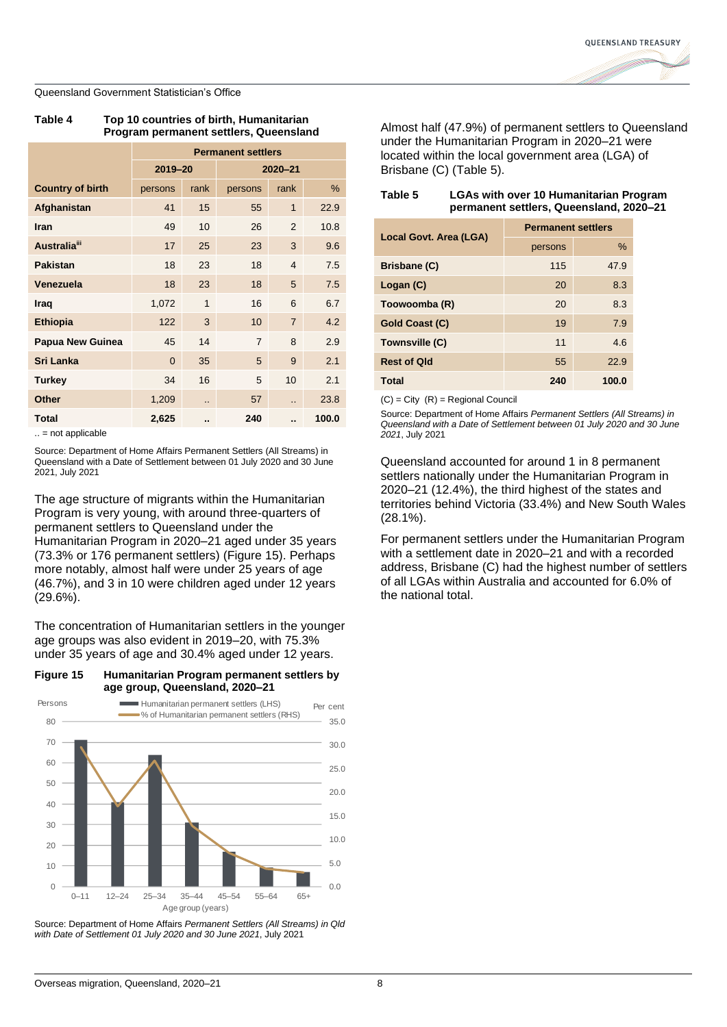Queensland Government Statistician's Office

**Table 4 Top 10 countries of birth, Humanitarian Program permanent settlers, Queensland**

| | Permanent settlers | | | | |
|---|---|---|---|---|---|
| | 2019–20 | | 2020–21 | | |
| Country of birth | persons | rank | persons | rank | % |
| **Afghanistan** | 41 | 15 | 55 | 1 | 22.9 |
| **Iran** | 49 | 10 | 26 | 2 | 10.8 |
| **Australia**[iii] | 17 | 25 | 23 | 3 | 9.6 |
| **Pakistan** | 18 | 23 | 18 | 4 | 7.5 |
| **Venezuela** | 18 | 23 | 18 | 5 | 7.5 |
| **Iraq** | 1,072 | 1 | 16 | 6 | 6.7 |
| **Ethiopia** | 122 | 3 | 10 | 7 | 4.2 |
| **Papua New Guinea** | 45 | 14 | 7 | 8 | 2.9 |
| **Sri Lanka** | 0 | 35 | 5 | 9 | 2.1 |
| **Turkey** | 34 | 16 | 5 | 10 | 2.1 |
| **Other** | 1,209 | .. | 57 | .. | 23.8 |
| **Total** | **2,625** | **..** | **240** | **..** | **100.0** |

.. = not applicable

Source: Department of Home Affairs Permanent Settlers (All Streams) in Queensland with a Date of Settlement between 01 July 2020 and 30 June 2021, July 2021

The age structure of migrants within the Humanitarian Program is very young, with around three-quarters of permanent settlers to Queensland under the Humanitarian Program in 2020–21 aged under 35 years (73.3% or 176 permanent settlers) (Figure 15). Perhaps more notably, almost half were under 25 years of age (46.7%), and 3 in 10 were children aged under 12 years (29.6%).

The concentration of Humanitarian settlers in the younger age groups was also evident in 2019–20, with 75.3% under 35 years of age and 30.4% aged under 12 years.

**Figure 15 Humanitarian Program permanent settlers by age group, Queensland, 2020–21**

Source: Department of Home Affairs *Permanent Settlers (All Streams) in Qld with Date of Settlement 01 July 2020 and 30 June 2021*, July 2021

Almost half (47.9%) of permanent settlers to Queensland under the Humanitarian Program in 2020–21 were located within the local government area (LGA) of Brisbane (C) (Table 5).

**Table 5 LGAs with over 10 Humanitarian Program permanent settlers, Queensland, 2020–21**

| Local Govt. Area (LGA) | Permanent settlers | |
|---|---|---|
| | persons | % |
| **Brisbane (C)** | 115 | 47.9 |
| **Logan (C)** | 20 | 8.3 |
| **Toowoomba (R)** | 20 | 8.3 |
| **Gold Coast (C)** | 19 | 7.9 |
| **Townsville (C)** | 11 | 4.6 |
| **Rest of Qld** | 55 | 22.9 |
| **Total** | **240** | **100.0** |

(C) = City (R) = Regional Council

Source: Department of Home Affairs *Permanent Settlers (All Streams) in Queensland with a Date of Settlement between 01 July 2020 and 30 June 2021*, July 2021

Queensland accounted for around 1 in 8 permanent settlers nationally under the Humanitarian Program in 2020–21 (12.4%), the third highest of the states and territories behind Victoria (33.4%) and New South Wales (28.1%).

For permanent settlers under the Humanitarian Program with a settlement date in 2020–21 and with a recorded address, Brisbane (C) had the highest number of settlers of all LGAs within Australia and accounted for 6.0% of the national total.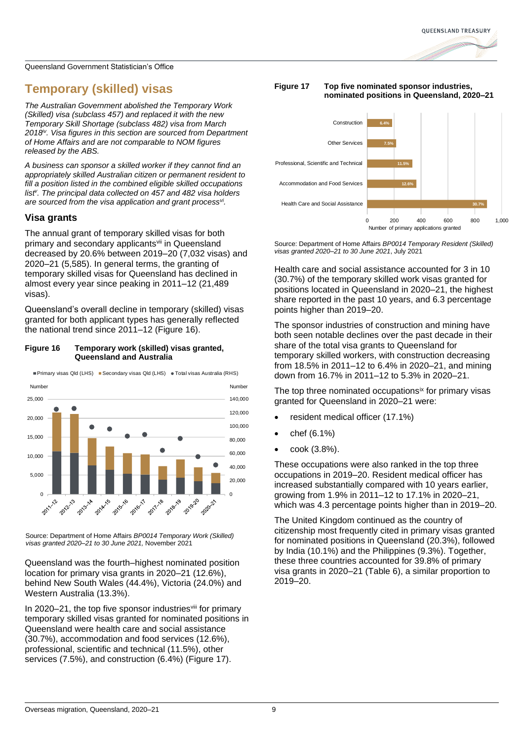## Temporary (skilled) visas

*The Australian Government abolished the Temporary Work (Skilled) visa (subclass 457) and replaced it with the new Temporary Skill Shortage (subclass 482) visa from March 2018[iv]. Visa figures in this section are sourced from Department of Home Affairs and are not comparable to NOM figures released by the ABS.*

*A business can sponsor a skilled worker if they cannot find an appropriately skilled Australian citizen or permanent resident to fill a position listed in the combined eligible skilled occupations list[v]. The principal data collected on 457 and 482 visa holders are sourced from the visa application and grant process[vi].*

### Visa grants

The annual grant of temporary skilled visas for both primary and secondary applicants[vii] in Queensland decreased by 20.6% between 2019–20 (7,032 visas) and 2020–21 (5,585). In general terms, the granting of temporary skilled visas for Queensland has declined in almost every year since peaking in 2011–12 (21,489 visas).

Queensland's overall decline in temporary (skilled) visas granted for both applicant types has generally reflected the national trend since 2011–12 (Figure 16).

**Figure 16 Temporary work (skilled) visas granted, Queensland and Australia**

Source: Department of Home Affairs *BP0014 Temporary Work (Skilled) visas granted 2020–21 to 30 June 2021,* November 2021

Queensland was the fourth–highest nominated position location for primary visa grants in 2020–21 (12.6%), behind New South Wales (44.4%), Victoria (24.0%) and Western Australia (13.3%).

In 2020–21, the top five sponsor industries[viii] for primary temporary skilled visas granted for nominated positions in Queensland were health care and social assistance (30.7%), accommodation and food services (12.6%), professional, scientific and technical (11.5%), other services (7.5%), and construction (6.4%) (Figure 17).

**Figure 17 Top five nominated sponsor industries, nominated positions in Queensland, 2020–21**

Source: Department of Home Affairs *BP0014 Temporary Resident (Skilled) visas granted 2020–21 to 30 June 2021*, July 2021

Health care and social assistance accounted for 3 in 10 (30.7%) of the temporary skilled work visas granted for positions located in Queensland in 2020–21, the highest share reported in the past 10 years, and 6.3 percentage points higher than 2019–20.

The sponsor industries of construction and mining have both seen notable declines over the past decade in their share of the total visa grants to Queensland for temporary skilled workers, with construction decreasing from 18.5% in 2011–12 to 6.4% in 2020–21, and mining down from 16.7% in 2011–12 to 5.3% in 2020–21.

The top three nominated occupations[ix] for primary visas granted for Queensland in 2020–21 were:

- resident medical officer (17.1%)
- chef (6.1%)
- cook (3.8%).

These occupations were also ranked in the top three occupations in 2019–20. Resident medical officer has increased substantially compared with 10 years earlier, growing from 1.9% in 2011–12 to 17.1% in 2020–21, which was 4.3 percentage points higher than in 2019–20.

The United Kingdom continued as the country of citizenship most frequently cited in primary visas granted for nominated positions in Queensland (20.3%), followed by India (10.1%) and the Philippines (9.3%). Together, these three countries accounted for 39.8% of primary visa grants in 2020–21 (Table 6), a similar proportion to 2019–20.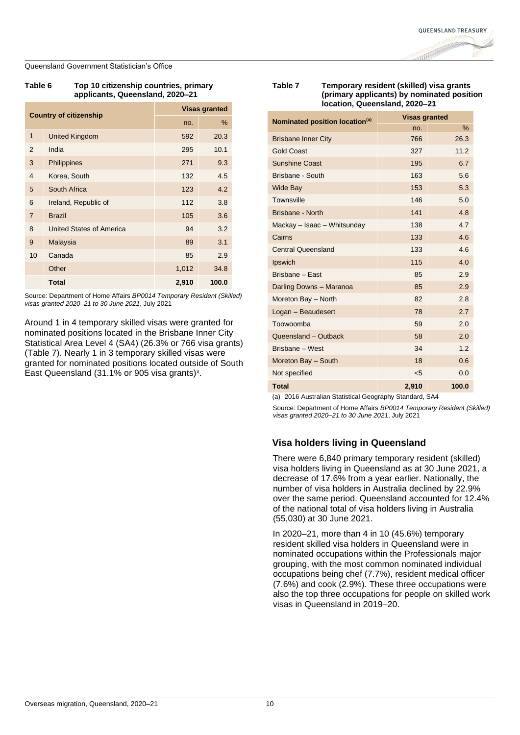**Table 6 Top 10 citizenship countries, primary applicants, Queensland, 2020–21**

| | Country of citizenship | Visas granted | |
|---|---|---|---|
| | | no. | % |
| 1 | United Kingdom | 592 | 20.3 |
| 2 | India | 295 | 10.1 |
| 3 | Philippines | 271 | 9.3 |
| 4 | Korea, South | 132 | 4.5 |
| 5 | South Africa | 123 | 4.2 |
| 6 | Ireland, Republic of | 112 | 3.8 |
| 7 | Brazil | 105 | 3.6 |
| 8 | United States of America | 94 | 3.2 |
| 9 | Malaysia | 89 | 3.1 |
| 10 | Canada | 85 | 2.9 |
| | Other | 1,012 | 34.8 |
| | **Total** | **2,910** | **100.0** |

Source: Department of Home Affairs *BP0014 Temporary Resident (Skilled) visas granted 2020–21 to 30 June 2021*, July 2021

Around 1 in 4 temporary skilled visas were granted for nominated positions located in the Brisbane Inner City Statistical Area Level 4 (SA4) (26.3% or 766 visa grants) (Table 7). Nearly 1 in 3 temporary skilled visas were granted for nominated positions located outside of South East Queensland (31.1% or 905 visa grants)[x].

**Table 7 Temporary resident (skilled) visa grants (primary applicants) by nominated position location, Queensland, 2020–21**

| Nominated position location[(a)] | Visas granted | |
|---|---|---|
| | no. | % |
| Brisbane Inner City | 766 | 26.3 |
| Gold Coast | 327 | 11.2 |
| Sunshine Coast | 195 | 6.7 |
| Brisbane - South | 163 | 5.6 |
| Wide Bay | 153 | 5.3 |
| Townsville | 146 | 5.0 |
| Brisbane - North | 141 | 4.8 |
| Mackay – Isaac – Whitsunday | 138 | 4.7 |
| Cairns | 133 | 4.6 |
| Central Queensland | 133 | 4.6 |
| Ipswich | 115 | 4.0 |
| Brisbane – East | 85 | 2.9 |
| Darling Downs – Maranoa | 85 | 2.9 |
| Moreton Bay – North | 82 | 2.8 |
| Logan – Beaudesert | 78 | 2.7 |
| Toowoomba | 59 | 2.0 |
| Queensland – Outback | 58 | 2.0 |
| Brisbane – West | 34 | 1.2 |
| Moreton Bay – South | 18 | 0.6 |
| Not specified | <5 | 0.0 |
| **Total** | **2,910** | **100.0** |

(a) 2016 Australian Statistical Geography Standard, SA4

Source: Department of Home Affairs *BP0014 Temporary Resident (Skilled) visas granted 2020–21 to 30 June 2021*, July 2021

## Visa holders living in Queensland

There were 6,840 primary temporary resident (skilled) visa holders living in Queensland as at 30 June 2021, a decrease of 17.6% from a year earlier. Nationally, the number of visa holders in Australia declined by 22.9% over the same period. Queensland accounted for 12.4% of the national total of visa holders living in Australia (55,030) at 30 June 2021.

In 2020–21, more than 4 in 10 (45.6%) temporary resident skilled visa holders in Queensland were in nominated occupations within the Professionals major grouping, with the most common nominated individual occupations being chef (7.7%), resident medical officer (7.6%) and cook (2.9%). These three occupations were also the top three occupations for people on skilled work visas in Queensland in 2019–20.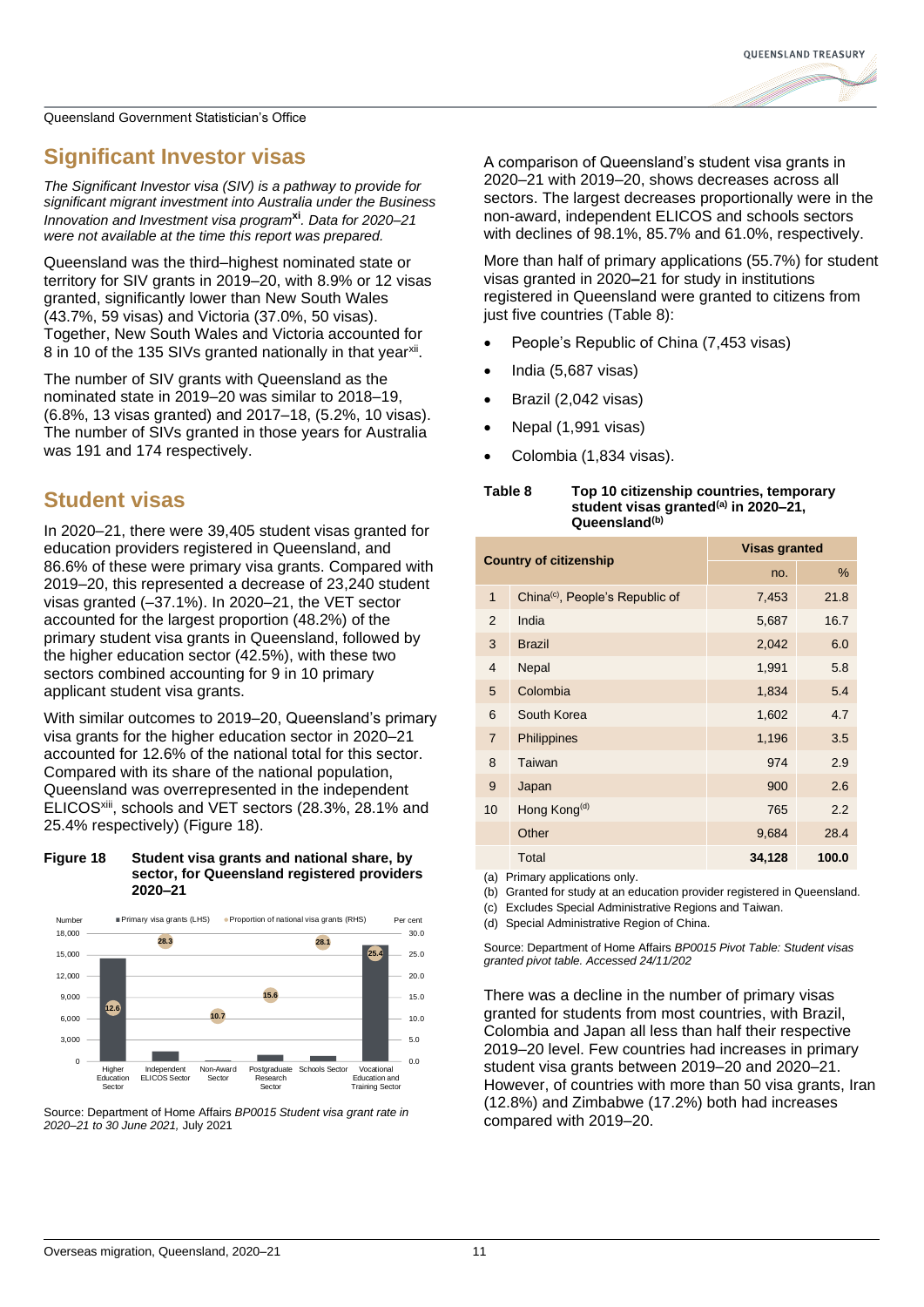## Significant Investor visas

*The Significant Investor visa (SIV) is a pathway to provide for significant migrant investment into Australia under the Business Innovation and Investment visa program*[xi]. *Data for 2020–21 were not available at the time this report was prepared.*

Queensland was the third–highest nominated state or territory for SIV grants in 2019–20, with 8.9% or 12 visas granted, significantly lower than New South Wales (43.7%, 59 visas) and Victoria (37.0%, 50 visas). Together, New South Wales and Victoria accounted for 8 in 10 of the 135 SIVs granted nationally in that year[xii].

The number of SIV grants with Queensland as the nominated state in 2019–20 was similar to 2018–19, (6.8%, 13 visas granted) and 2017–18, (5.2%, 10 visas). The number of SIVs granted in those years for Australia was 191 and 174 respectively.

## Student visas

In 2020–21, there were 39,405 student visas granted for education providers registered in Queensland, and 86.6% of these were primary visa grants. Compared with 2019–20, this represented a decrease of 23,240 student visas granted (–37.1%). In 2020–21, the VET sector accounted for the largest proportion (48.2%) of the primary student visa grants in Queensland, followed by the higher education sector (42.5%), with these two sectors combined accounting for 9 in 10 primary applicant student visa grants.

With similar outcomes to 2019–20, Queensland's primary visa grants for the higher education sector in 2020–21 accounted for 12.6% of the national total for this sector. Compared with its share of the national population, Queensland was overrepresented in the independent ELICOS[xiii], schools and VET sectors (28.3%, 28.1% and 25.4% respectively) (Figure 18).

**Figure 18 Student visa grants and national share, by sector, for Queensland registered providers 2020–21**

| Sector | Proportion of national visa grants (RHS) (per cent) |
|---|---|
| Higher Education Sector | 12.6 |
| Independent ELICOS Sector | 28.3 |
| Non-Award Sector | 10.7 |
| Postgraduate Research Sector | 15.6 |
| Schools Sector | 28.1 |
| Vocational Education and Training Sector | 25.4 |

Source: Department of Home Affairs *BP0015 Student visa grant rate in 2020–21 to 30 June 2021,* July 2021

A comparison of Queensland's student visa grants in 2020–21 with 2019–20, shows decreases across all sectors. The largest decreases proportionally were in the non-award, independent ELICOS and schools sectors with declines of 98.1%, 85.7% and 61.0%, respectively.

More than half of primary applications (55.7%) for student visas granted in 2020–21 for study in institutions registered in Queensland were granted to citizens from just five countries (Table 8):

- People's Republic of China (7,453 visas)
- India (5,687 visas)
- Brazil (2,042 visas)
- Nepal (1,991 visas)
- Colombia (1,834 visas).

**Table 8 Top 10 citizenship countries, temporary student visas granted(a) in 2020–21, Queensland(b)**

| | Country of citizenship | Visas granted | |
|---|---|---|---|
| | | no. | % |
| 1 | China(c), People's Republic of | 7,453 | 21.8 |
| 2 | India | 5,687 | 16.7 |
| 3 | Brazil | 2,042 | 6.0 |
| 4 | Nepal | 1,991 | 5.8 |
| 5 | Colombia | 1,834 | 5.4 |
| 6 | South Korea | 1,602 | 4.7 |
| 7 | Philippines | 1,196 | 3.5 |
| 8 | Taiwan | 974 | 2.9 |
| 9 | Japan | 900 | 2.6 |
| 10 | Hong Kong(d) | 765 | 2.2 |
| | Other | 9,684 | 28.4 |
| | **Total** | **34,128** | **100.0** |

(a) Primary applications only.
(b) Granted for study at an education provider registered in Queensland.
(c) Excludes Special Administrative Regions and Taiwan.
(d) Special Administrative Region of China.

Source: Department of Home Affairs *BP0015 Pivot Table: Student visas granted pivot table. Accessed 24/11/202*

There was a decline in the number of primary visas granted for students from most countries, with Brazil, Colombia and Japan all less than half their respective 2019–20 level. Few countries had increases in primary student visa grants between 2019–20 and 2020–21. However, of countries with more than 50 visa grants, Iran (12.8%) and Zimbabwe (17.2%) both had increases compared with 2019–20.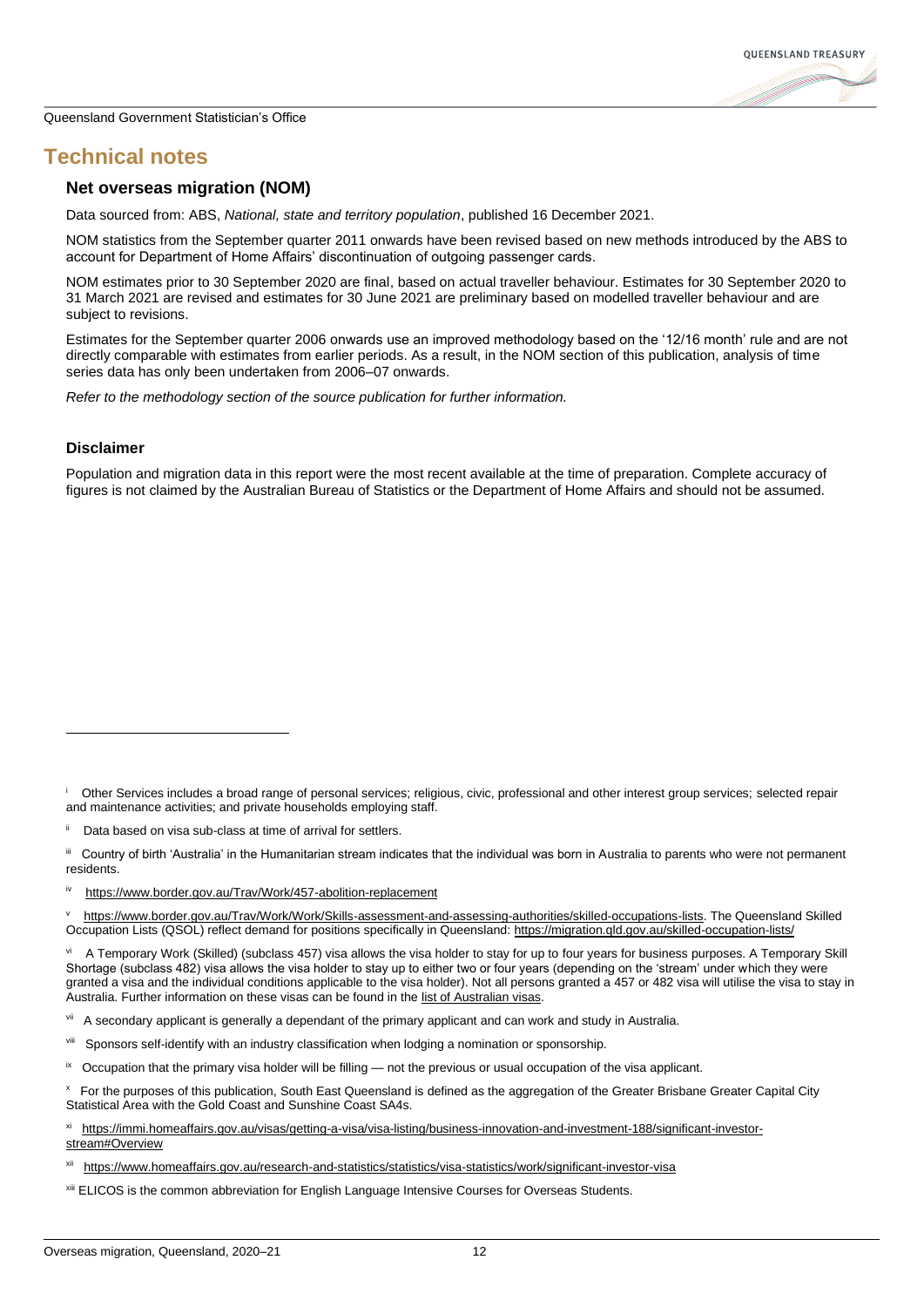# Technical notes

## Net overseas migration (NOM)

Data sourced from: ABS, *National, state and territory population*, published 16 December 2021.

NOM statistics from the September quarter 2011 onwards have been revised based on new methods introduced by the ABS to account for Department of Home Affairs' discontinuation of outgoing passenger cards.

NOM estimates prior to 30 September 2020 are final, based on actual traveller behaviour. Estimates for 30 September 2020 to 31 March 2021 are revised and estimates for 30 June 2021 are preliminary based on modelled traveller behaviour and are subject to revisions.

Estimates for the September quarter 2006 onwards use an improved methodology based on the '12/16 month' rule and are not directly comparable with estimates from earlier periods. As a result, in the NOM section of this publication, analysis of time series data has only been undertaken from 2006–07 onwards.

*Refer to the methodology section of the source publication for further information.*

## Disclaimer

Population and migration data in this report were the most recent available at the time of preparation. Complete accuracy of figures is not claimed by the Australian Bureau of Statistics or the Department of Home Affairs and should not be assumed.

---

[i] Other Services includes a broad range of personal services; religious, civic, professional and other interest group services; selected repair and maintenance activities; and private households employing staff.

[ii] Data based on visa sub-class at time of arrival for settlers.

[iii] Country of birth 'Australia' in the Humanitarian stream indicates that the individual was born in Australia to parents who were not permanent residents.

[iv] https://www.border.gov.au/Trav/Work/457-abolition-replacement

[v] https://www.border.gov.au/Trav/Work/Work/Skills-assessment-and-assessing-authorities/skilled-occupations-lists. The Queensland Skilled Occupation Lists (QSOL) reflect demand for positions specifically in Queensland: https://migration.qld.gov.au/skilled-occupation-lists/

[vi] A Temporary Work (Skilled) (subclass 457) visa allows the visa holder to stay for up to four years for business purposes. A Temporary Skill Shortage (subclass 482) visa allows the visa holder to stay up to either two or four years (depending on the 'stream' under which they were granted a visa and the individual conditions applicable to the visa holder). Not all persons granted a 457 or 482 visa will utilise the visa to stay in Australia. Further information on these visas can be found in the list of Australian visas.

[vii] A secondary applicant is generally a dependant of the primary applicant and can work and study in Australia.

[viii] Sponsors self-identify with an industry classification when lodging a nomination or sponsorship.

[ix] Occupation that the primary visa holder will be filling — not the previous or usual occupation of the visa applicant.

[x] For the purposes of this publication, South East Queensland is defined as the aggregation of the Greater Brisbane Greater Capital City Statistical Area with the Gold Coast and Sunshine Coast SA4s.

[xi] https://immi.homeaffairs.gov.au/visas/getting-a-visa/visa-listing/business-innovation-and-investment-188/significant-investor-stream#Overview

[xii] https://www.homeaffairs.gov.au/research-and-statistics/statistics/visa-statistics/work/significant-investor-visa

[xiii] ELICOS is the common abbreviation for English Language Intensive Courses for Overseas Students.